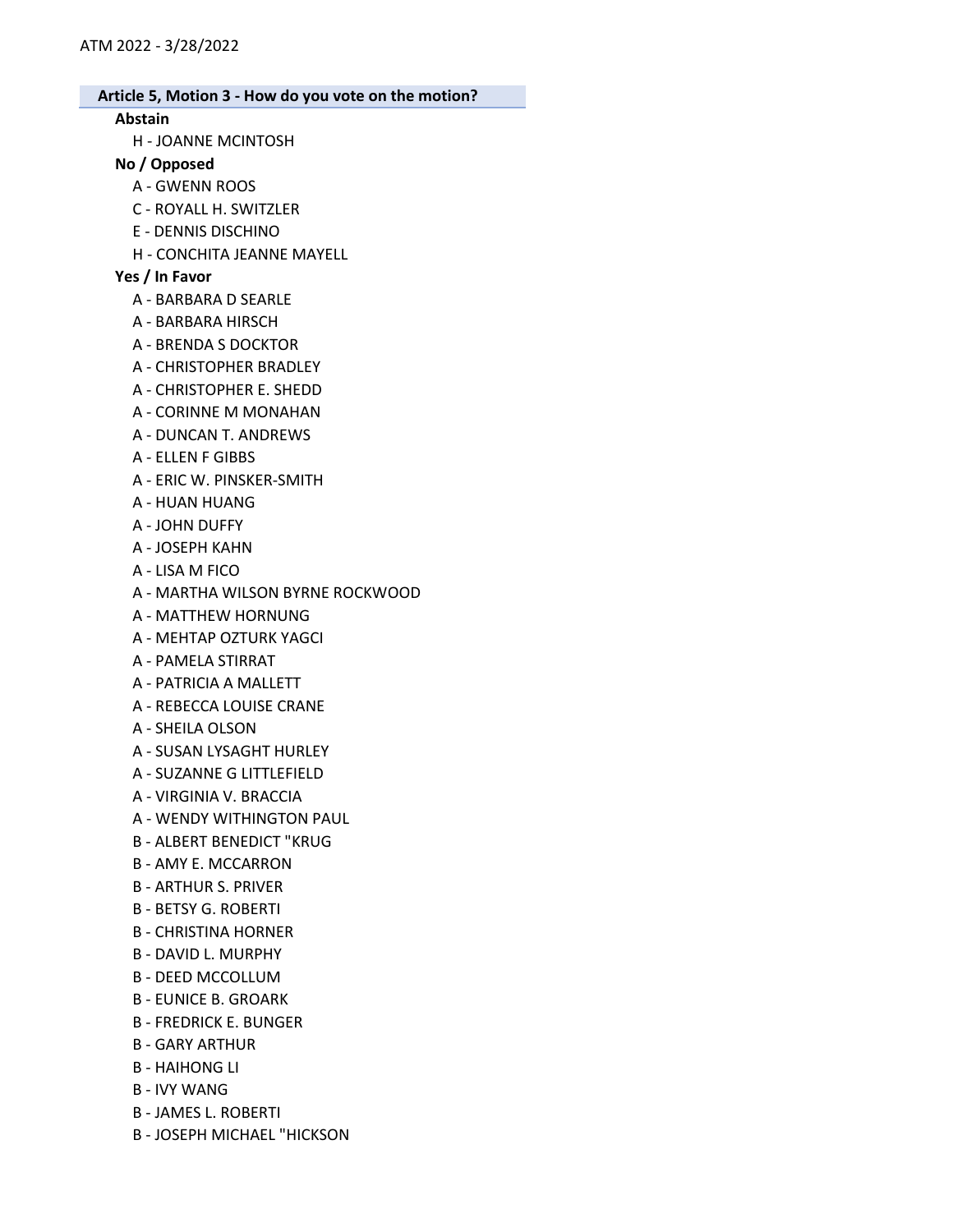## Article 5, Motion 3 - How do you vote on the motion?

### Abstain

- H - JOANNE MCINTOSH

### No / Opposed

- A - GWENN ROOS
- C - ROYALL H. SWITZLER
- E - DENNIS DISCHINO
- H - CONCHITA JEANNE MAYELL

### Yes / In Favor

- A - BARBARA D SEARLE
- A - BARBARA HIRSCH
- A - BRENDA S DOCKTOR
- A - CHRISTOPHER BRADLEY
- A - CHRISTOPHER E. SHEDD
- A - CORINNE M MONAHAN
- A - DUNCAN T. ANDREWS
- A - ELLEN F GIBBS
- A - ERIC W. PINSKER-SMITH
- A - HUAN HUANG
- A - JOHN DUFFY
- A - JOSEPH KAHN
- A - LISA M FICO
- A - MARTHA WILSON BYRNE ROCKWOOD
- A - MATTHEW HORNUNG
- A - MEHTAP OZTURK YAGCI
- A - PAMELA STIRRAT
- A - PATRICIA A MALLETT
- A - REBECCA LOUISE CRANE
- A - SHEILA OLSON
- A - SUSAN LYSAGHT HURLEY
- A - SUZANNE G LITTLEFIELD
- A - VIRGINIA V. BRACCIA
- A - WENDY WITHINGTON PAUL
- B - ALBERT BENEDICT "KRUG
- B - AMY E. MCCARRON
- B - ARTHUR S. PRIVER
- B - BETSY G. ROBERTI
- B - CHRISTINA HORNER
- B - DAVID L. MURPHY
- B - DEED MCCOLLUM
- B - EUNICE B. GROARK
- B - FREDRICK E. BUNGER
- B - GARY ARTHUR
- B - HAIHONG LI
- B - IVY WANG
- B - JAMES L. ROBERTI
- B - JOSEPH MICHAEL "HICKSON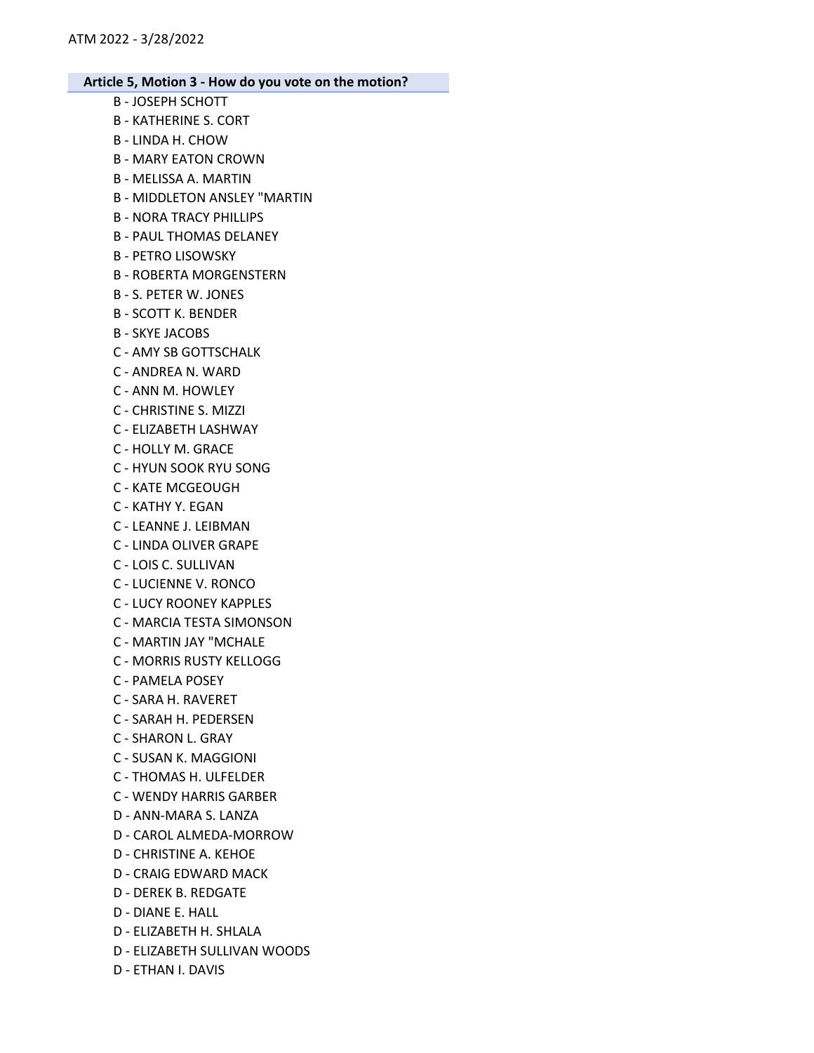**Article 5, Motion 3 - How do you vote on the motion?**

B - JOSEPH SCHOTT
B - KATHERINE S. CORT
B - LINDA H. CHOW
B - MARY EATON CROWN
B - MELISSA A. MARTIN
B - MIDDLETON ANSLEY "MARTIN
B - NORA TRACY PHILLIPS
B - PAUL THOMAS DELANEY
B - PETRO LISOWSKY
B - ROBERTA MORGENSTERN
B - S. PETER W. JONES
B - SCOTT K. BENDER
B - SKYE JACOBS
C - AMY SB GOTTSCHALK
C - ANDREA N. WARD
C - ANN M. HOWLEY
C - CHRISTINE S. MIZZI
C - ELIZABETH LASHWAY
C - HOLLY M. GRACE
C - HYUN SOOK RYU SONG
C - KATE MCGEOUGH
C - KATHY Y. EGAN
C - LEANNE J. LEIBMAN
C - LINDA OLIVER GRAPE
C - LOIS C. SULLIVAN
C - LUCIENNE V. RONCO
C - LUCY ROONEY KAPPLES
C - MARCIA TESTA SIMONSON
C - MARTIN JAY "MCHALE
C - MORRIS RUSTY KELLOGG
C - PAMELA POSEY
C - SARA H. RAVERET
C - SARAH H. PEDERSEN
C - SHARON L. GRAY
C - SUSAN K. MAGGIONI
C - THOMAS H. ULFELDER
C - WENDY HARRIS GARBER
D - ANN-MARA S. LANZA
D - CAROL ALMEDA-MORROW
D - CHRISTINE A. KEHOE
D - CRAIG EDWARD MACK
D - DEREK B. REDGATE
D - DIANE E. HALL
D - ELIZABETH H. SHLALA
D - ELIZABETH SULLIVAN WOODS
D - ETHAN I. DAVIS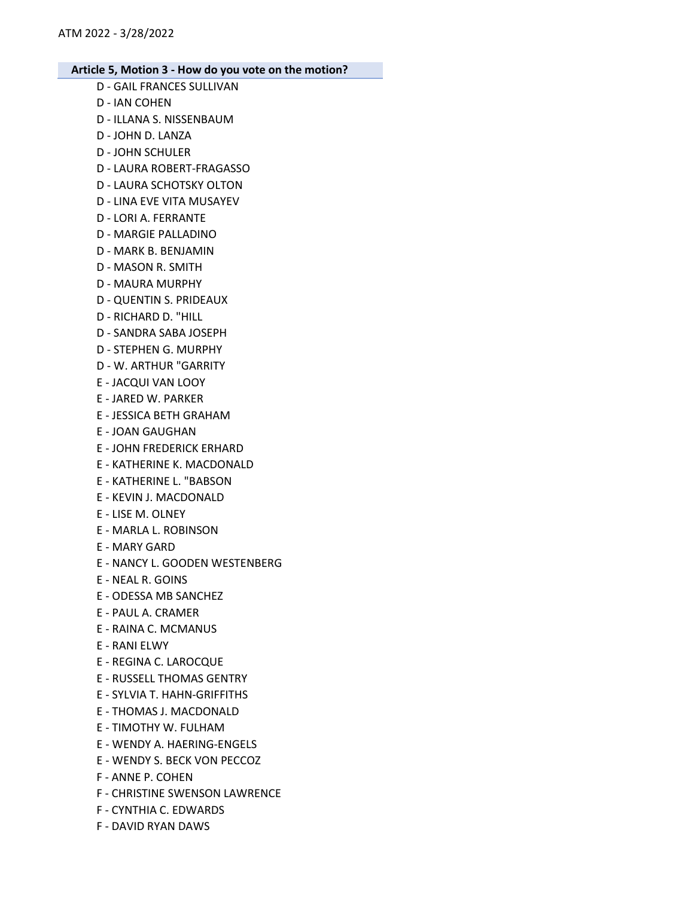**Article 5, Motion 3 - How do you vote on the motion?**

D - GAIL FRANCES SULLIVAN
D - IAN COHEN
D - ILLANA S. NISSENBAUM
D - JOHN D. LANZA
D - JOHN SCHULER
D - LAURA ROBERT-FRAGASSO
D - LAURA SCHOTSKY OLTON
D - LINA EVE VITA MUSAYEV
D - LORI A. FERRANTE
D - MARGIE PALLADINO
D - MARK B. BENJAMIN
D - MASON R. SMITH
D - MAURA MURPHY
D - QUENTIN S. PRIDEAUX
D - RICHARD D. "HILL
D - SANDRA SABA JOSEPH
D - STEPHEN G. MURPHY
D - W. ARTHUR "GARRITY
E - JACQUI VAN LOOY
E - JARED W. PARKER
E - JESSICA BETH GRAHAM
E - JOAN GAUGHAN
E - JOHN FREDERICK ERHARD
E - KATHERINE K. MACDONALD
E - KATHERINE L. "BABSON
E - KEVIN J. MACDONALD
E - LISE M. OLNEY
E - MARLA L. ROBINSON
E - MARY GARD
E - NANCY L. GOODEN WESTENBERG
E - NEAL R. GOINS
E - ODESSA MB SANCHEZ
E - PAUL A. CRAMER
E - RAINA C. MCMANUS
E - RANI ELWY
E - REGINA C. LAROCQUE
E - RUSSELL THOMAS GENTRY
E - SYLVIA T. HAHN-GRIFFITHS
E - THOMAS J. MACDONALD
E - TIMOTHY W. FULHAM
E - WENDY A. HAERING-ENGELS
E - WENDY S. BECK VON PECCOZ
F - ANNE P. COHEN
F - CHRISTINE SWENSON LAWRENCE
F - CYNTHIA C. EDWARDS
F - DAVID RYAN DAWS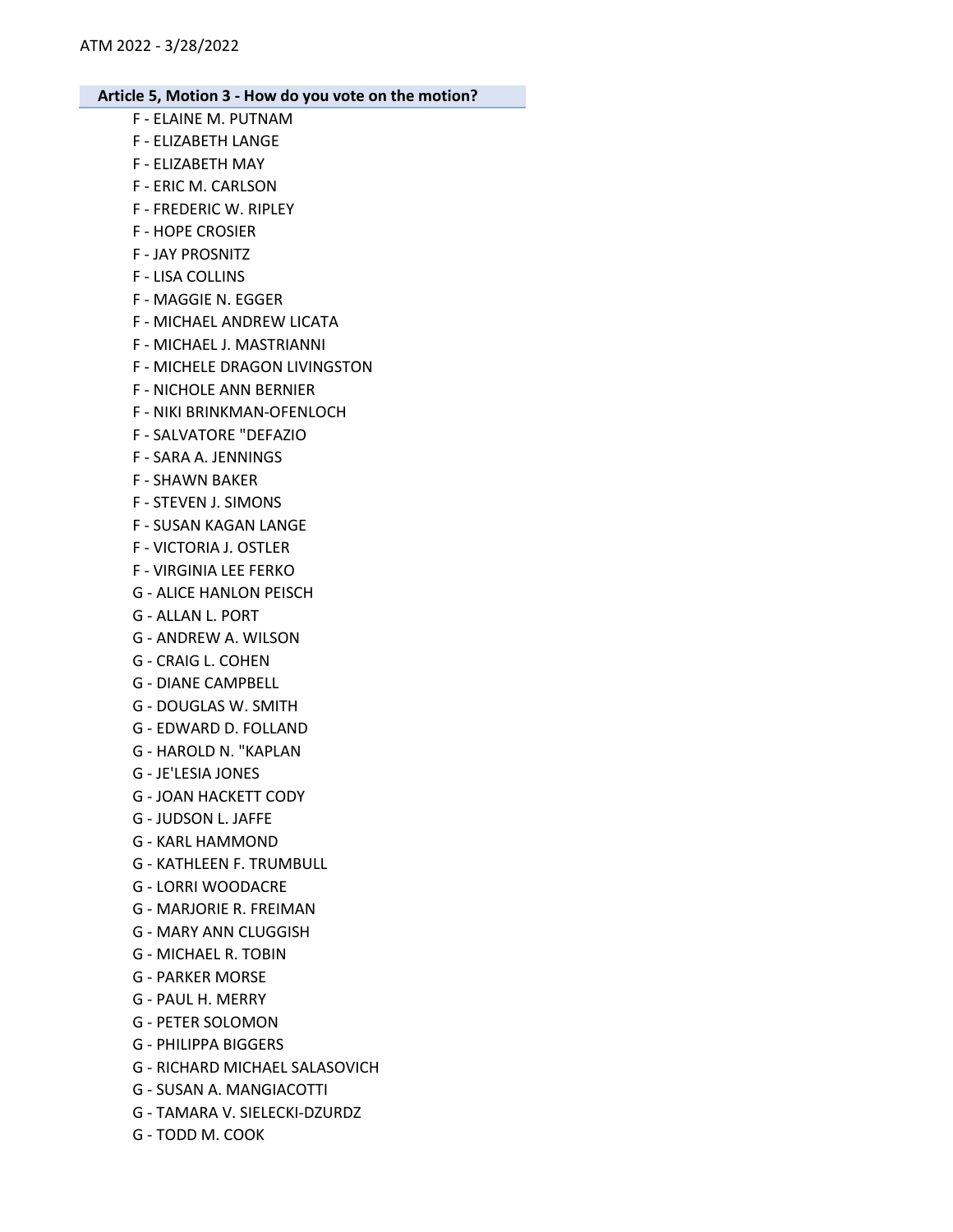**Article 5, Motion 3 - How do you vote on the motion?**

F - ELAINE M. PUTNAM
F - ELIZABETH LANGE
F - ELIZABETH MAY
F - ERIC M. CARLSON
F - FREDERIC W. RIPLEY
F - HOPE CROSIER
F - JAY PROSNITZ
F - LISA COLLINS
F - MAGGIE N. EGGER
F - MICHAEL ANDREW LICATA
F - MICHAEL J. MASTRIANNI
F - MICHELE DRAGON LIVINGSTON
F - NICHOLE ANN BERNIER
F - NIKI BRINKMAN-OFENLOCH
F - SALVATORE "DEFAZIO
F - SARA A. JENNINGS
F - SHAWN BAKER
F - STEVEN J. SIMONS
F - SUSAN KAGAN LANGE
F - VICTORIA J. OSTLER
F - VIRGINIA LEE FERKO
G - ALICE HANLON PEISCH
G - ALLAN L. PORT
G - ANDREW A. WILSON
G - CRAIG L. COHEN
G - DIANE CAMPBELL
G - DOUGLAS W. SMITH
G - EDWARD D. FOLLAND
G - HAROLD N. "KAPLAN
G - JE'LESIA JONES
G - JOAN HACKETT CODY
G - JUDSON L. JAFFE
G - KARL HAMMOND
G - KATHLEEN F. TRUMBULL
G - LORRI WOODACRE
G - MARJORIE R. FREIMAN
G - MARY ANN CLUGGISH
G - MICHAEL R. TOBIN
G - PARKER MORSE
G - PAUL H. MERRY
G - PETER SOLOMON
G - PHILIPPA BIGGERS
G - RICHARD MICHAEL SALASOVICH
G - SUSAN A. MANGIACOTTI
G - TAMARA V. SIELECKI-DZURDZ
G - TODD M. COOK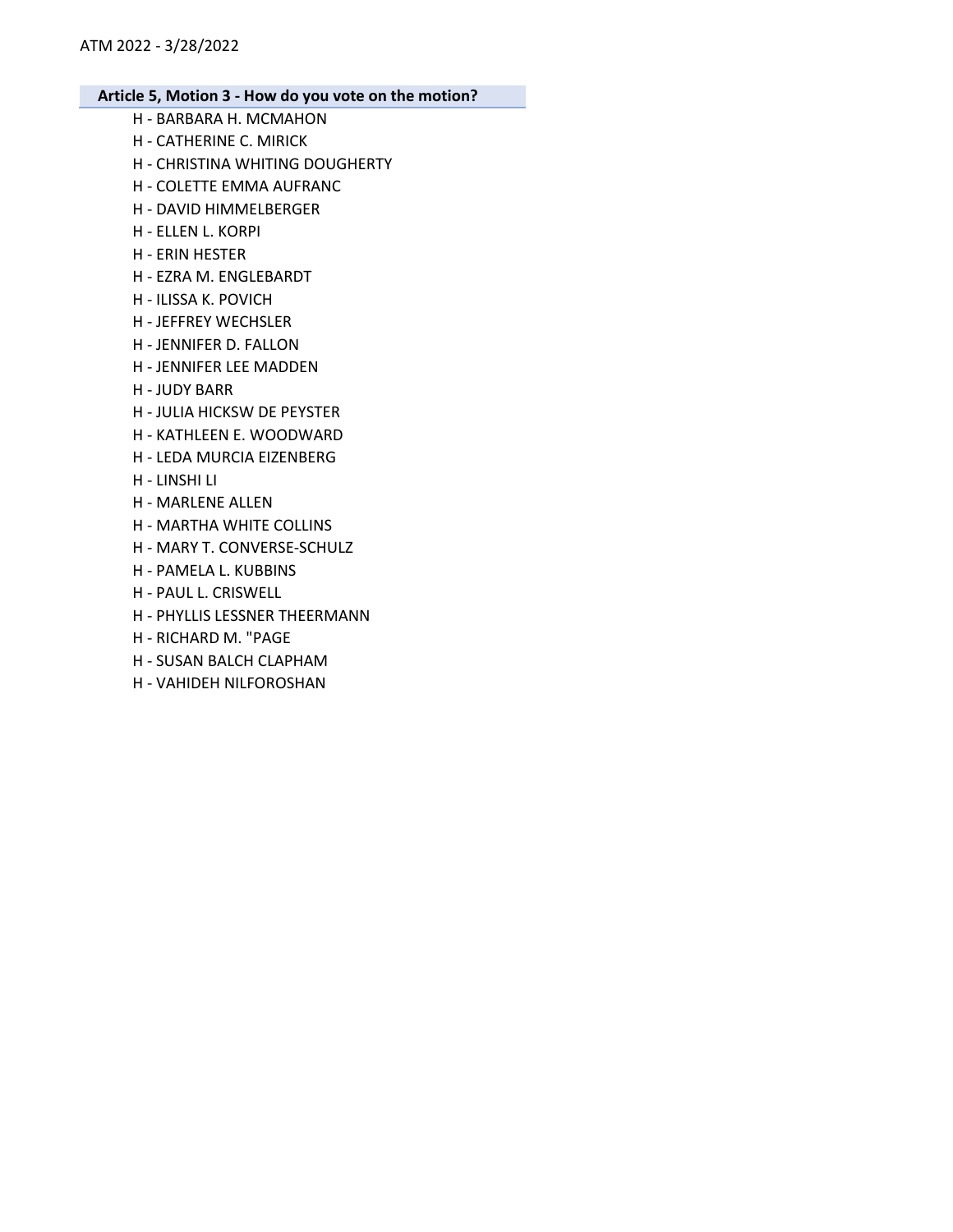**Article 5, Motion 3 - How do you vote on the motion?**

H - BARBARA H. MCMAHON
H - CATHERINE C. MIRICK
H - CHRISTINA WHITING DOUGHERTY
H - COLETTE EMMA AUFRANC
H - DAVID HIMMELBERGER
H - ELLEN L. KORPI
H - ERIN HESTER
H - EZRA M. ENGLEBARDT
H - ILISSA K. POVICH
H - JEFFREY WECHSLER
H - JENNIFER D. FALLON
H - JENNIFER LEE MADDEN
H - JUDY BARR
H - JULIA HICKSW DE PEYSTER
H - KATHLEEN E. WOODWARD
H - LEDA MURCIA EIZENBERG
H - LINSHI LI
H - MARLENE ALLEN
H - MARTHA WHITE COLLINS
H - MARY T. CONVERSE-SCHULZ
H - PAMELA L. KUBBINS
H - PAUL L. CRISWELL
H - PHYLLIS LESSNER THEERMANN
H - RICHARD M. "PAGE
H - SUSAN BALCH CLAPHAM
H - VAHIDEH NILFOROSHAN